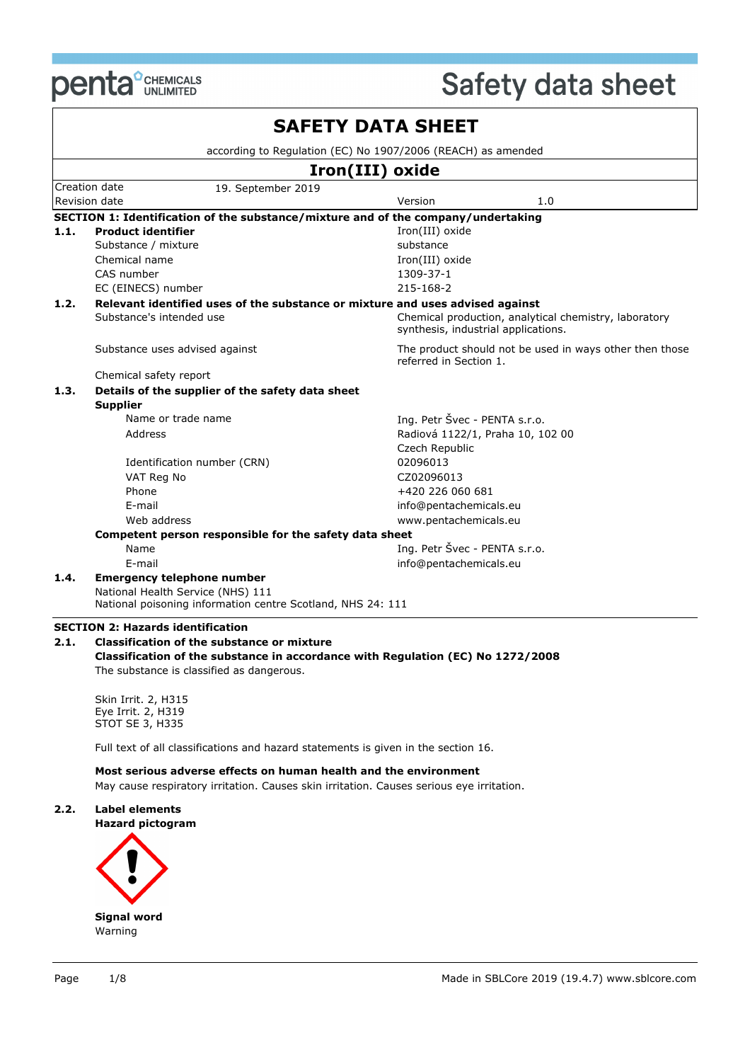# SAFETY DATA SHEET

according to Regulation (EC) No 1907/2006 (REACH) as amended

## Iron(III) oxide

| | | | |
|---|---|---|---|
| Creation date | 19. September 2019 | | |
| Revision date | | Version | 1.0 |

### SECTION 1: Identification of the substance/mixture and of the company/undertaking

**1.1. Product identifier** — Iron(III) oxide

| | |
|---|---|
| Substance / mixture | substance |
| Chemical name | Iron(III) oxide |
| CAS number | 1309-37-1 |
| EC (EINECS) number | 215-168-2 |

**1.2. Relevant identified uses of the substance or mixture and uses advised against**

| | |
|---|---|
| Substance's intended use | Chemical production, analytical chemistry, laboratory synthesis, industrial applications. |
| Substance uses advised against | The product should not be used in ways other then those referred in Section 1. |
| Chemical safety report | |

**1.3. Details of the supplier of the safety data sheet**

**Supplier**

| | |
|---|---|
| Name or trade name | Ing. Petr Švec - PENTA s.r.o. |
| Address | Radiová 1122/1, Praha 10, 102 00 Czech Republic |
| Identification number (CRN) | 02096013 |
| VAT Reg No | CZ02096013 |
| Phone | +420 226 060 681 |
| E-mail | info@pentachemicals.eu |
| Web address | www.pentachemicals.eu |

**Competent person responsible for the safety data sheet**

| | |
|---|---|
| Name | Ing. Petr Švec - PENTA s.r.o. |
| E-mail | info@pentachemicals.eu |

**1.4. Emergency telephone number**

National Health Service (NHS) 111
National poisoning information centre Scotland, NHS 24: 111

### SECTION 2: Hazards identification

**2.1. Classification of the substance or mixture**

**Classification of the substance in accordance with Regulation (EC) No 1272/2008**

The substance is classified as dangerous.

Skin Irrit. 2, H315
Eye Irrit. 2, H319
STOT SE 3, H335

Full text of all classifications and hazard statements is given in the section 16.

**Most serious adverse effects on human health and the environment**

May cause respiratory irritation. Causes skin irritation. Causes serious eye irritation.

**2.2. Label elements**

**Hazard pictogram**

**Signal word**

Warning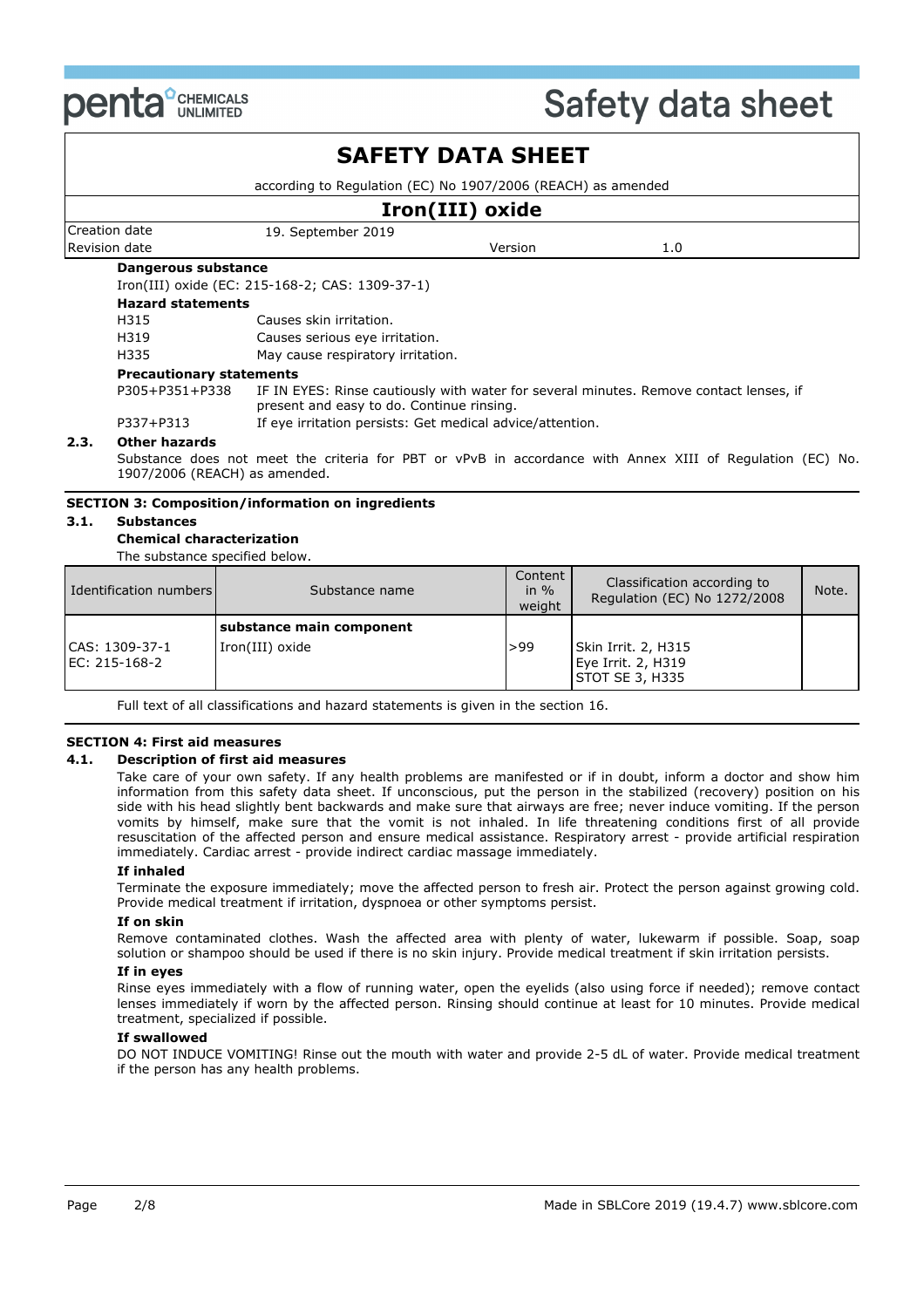# SAFETY DATA SHEET

according to Regulation (EC) No 1907/2006 (REACH) as amended

## Iron(III) oxide

| Creation date | 19. September 2019 | | |
|---|---|---|---|
| Revision date | | Version | 1.0 |

**Dangerous substance**

Iron(III) oxide (EC: 215-168-2; CAS: 1309-37-1)

**Hazard statements**

H315 Causes skin irritation.

H319 Causes serious eye irritation.

H335 May cause respiratory irritation.

**Precautionary statements**

P305+P351+P338 IF IN EYES: Rinse cautiously with water for several minutes. Remove contact lenses, if present and easy to do. Continue rinsing.

P337+P313 If eye irritation persists: Get medical advice/attention.

**2.3. Other hazards**

Substance does not meet the criteria for PBT or vPvB in accordance with Annex XIII of Regulation (EC) No. 1907/2006 (REACH) as amended.

## SECTION 3: Composition/information on ingredients

**3.1. Substances**

**Chemical characterization**

The substance specified below.

| Identification numbers | Substance name | Content in % weight | Classification according to Regulation (EC) No 1272/2008 | Note. |
|---|---|---|---|---|
| | **substance main component** | | | |
| CAS: 1309-37-1<br>EC: 215-168-2 | Iron(III) oxide | >99 | Skin Irrit. 2, H315<br>Eye Irrit. 2, H319<br>STOT SE 3, H335 | |

Full text of all classifications and hazard statements is given in the section 16.

## SECTION 4: First aid measures

**4.1. Description of first aid measures**

Take care of your own safety. If any health problems are manifested or if in doubt, inform a doctor and show him information from this safety data sheet. If unconscious, put the person in the stabilized (recovery) position on his side with his head slightly bent backwards and make sure that airways are free; never induce vomiting. If the person vomits by himself, make sure that the vomit is not inhaled. In life threatening conditions first of all provide resuscitation of the affected person and ensure medical assistance. Respiratory arrest - provide artificial respiration immediately. Cardiac arrest - provide indirect cardiac massage immediately.

**If inhaled**

Terminate the exposure immediately; move the affected person to fresh air. Protect the person against growing cold. Provide medical treatment if irritation, dyspnoea or other symptoms persist.

**If on skin**

Remove contaminated clothes. Wash the affected area with plenty of water, lukewarm if possible. Soap, soap solution or shampoo should be used if there is no skin injury. Provide medical treatment if skin irritation persists.

**If in eyes**

Rinse eyes immediately with a flow of running water, open the eyelids (also using force if needed); remove contact lenses immediately if worn by the affected person. Rinsing should continue at least for 10 minutes. Provide medical treatment, specialized if possible.

**If swallowed**

DO NOT INDUCE VOMITING! Rinse out the mouth with water and provide 2-5 dL of water. Provide medical treatment if the person has any health problems.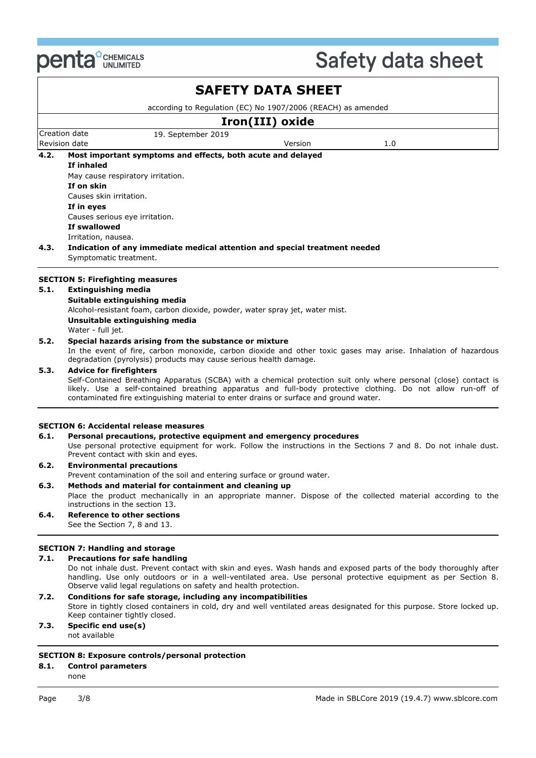**4.2. Most important symptoms and effects, both acute and delayed**

**If inhaled**

May cause respiratory irritation.

**If on skin**

Causes skin irritation.

**If in eyes**

Causes serious eye irritation.

**If swallowed**

Irritation, nausea.

**4.3. Indication of any immediate medical attention and special treatment needed**

Symptomatic treatment.

## SECTION 5: Firefighting measures

**5.1. Extinguishing media**

**Suitable extinguishing media**

Alcohol-resistant foam, carbon dioxide, powder, water spray jet, water mist.

**Unsuitable extinguishing media**

Water - full jet.

**5.2. Special hazards arising from the substance or mixture**

In the event of fire, carbon monoxide, carbon dioxide and other toxic gases may arise. Inhalation of hazardous degradation (pyrolysis) products may cause serious health damage.

**5.3. Advice for firefighters**

Self-Contained Breathing Apparatus (SCBA) with a chemical protection suit only where personal (close) contact is likely. Use a self-contained breathing apparatus and full-body protective clothing. Do not allow run-off of contaminated fire extinguishing material to enter drains or surface and ground water.

## SECTION 6: Accidental release measures

**6.1. Personal precautions, protective equipment and emergency procedures**

Use personal protective equipment for work. Follow the instructions in the Sections 7 and 8. Do not inhale dust. Prevent contact with skin and eyes.

**6.2. Environmental precautions**

Prevent contamination of the soil and entering surface or ground water.

**6.3. Methods and material for containment and cleaning up**

Place the product mechanically in an appropriate manner. Dispose of the collected material according to the instructions in the section 13.

**6.4. Reference to other sections**

See the Section 7, 8 and 13.

## SECTION 7: Handling and storage

**7.1. Precautions for safe handling**

Do not inhale dust. Prevent contact with skin and eyes. Wash hands and exposed parts of the body thoroughly after handling. Use only outdoors or in a well-ventilated area. Use personal protective equipment as per Section 8. Observe valid legal regulations on safety and health protection.

**7.2. Conditions for safe storage, including any incompatibilities**

Store in tightly closed containers in cold, dry and well ventilated areas designated for this purpose. Store locked up. Keep container tightly closed.

**7.3. Specific end use(s)**

not available

## SECTION 8: Exposure controls/personal protection

**8.1. Control parameters**

none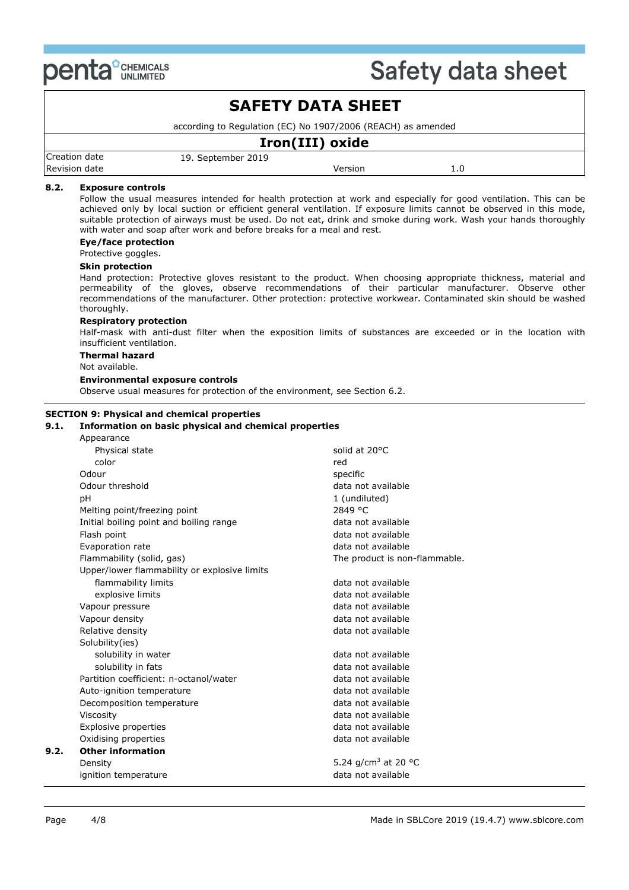# SAFETY DATA SHEET

according to Regulation (EC) No 1907/2006 (REACH) as amended

## Iron(III) oxide

| | | | |
|---|---|---|---|
| Creation date | 19. September 2019 | | |
| Revision date | | Version | 1.0 |

### 8.2. Exposure controls

Follow the usual measures intended for health protection at work and especially for good ventilation. This can be achieved only by local suction or efficient general ventilation. If exposure limits cannot be observed in this mode, suitable protection of airways must be used. Do not eat, drink and smoke during work. Wash your hands thoroughly with water and soap after work and before breaks for a meal and rest.

**Eye/face protection**

Protective goggles.

**Skin protection**

Hand protection: Protective gloves resistant to the product. When choosing appropriate thickness, material and permeability of the gloves, observe recommendations of their particular manufacturer. Observe other recommendations of the manufacturer. Other protection: protective workwear. Contaminated skin should be washed thoroughly.

**Respiratory protection**

Half-mask with anti-dust filter when the exposition limits of substances are exceeded or in the location with insufficient ventilation.

**Thermal hazard**

Not available.

**Environmental exposure controls**

Observe usual measures for protection of the environment, see Section 6.2.

## SECTION 9: Physical and chemical properties

### 9.1. Information on basic physical and chemical properties

| Property | Value |
|---|---|
| Appearance | |
| Physical state | solid at 20°C |
| color | red |
| Odour | specific |
| Odour threshold | data not available |
| pH | 1 (undiluted) |
| Melting point/freezing point | 2849 °C |
| Initial boiling point and boiling range | data not available |
| Flash point | data not available |
| Evaporation rate | data not available |
| Flammability (solid, gas) | The product is non-flammable. |
| Upper/lower flammability or explosive limits | |
| flammability limits | data not available |
| explosive limits | data not available |
| Vapour pressure | data not available |
| Vapour density | data not available |
| Relative density | data not available |
| Solubility(ies) | |
| solubility in water | data not available |
| solubility in fats | data not available |
| Partition coefficient: n-octanol/water | data not available |
| Auto-ignition temperature | data not available |
| Decomposition temperature | data not available |
| Viscosity | data not available |
| Explosive properties | data not available |
| Oxidising properties | data not available |

### 9.2. Other information

| Property | Value |
|---|---|
| Density | 5.24 g/cm$^3$ at 20 °C |
| ignition temperature | data not available |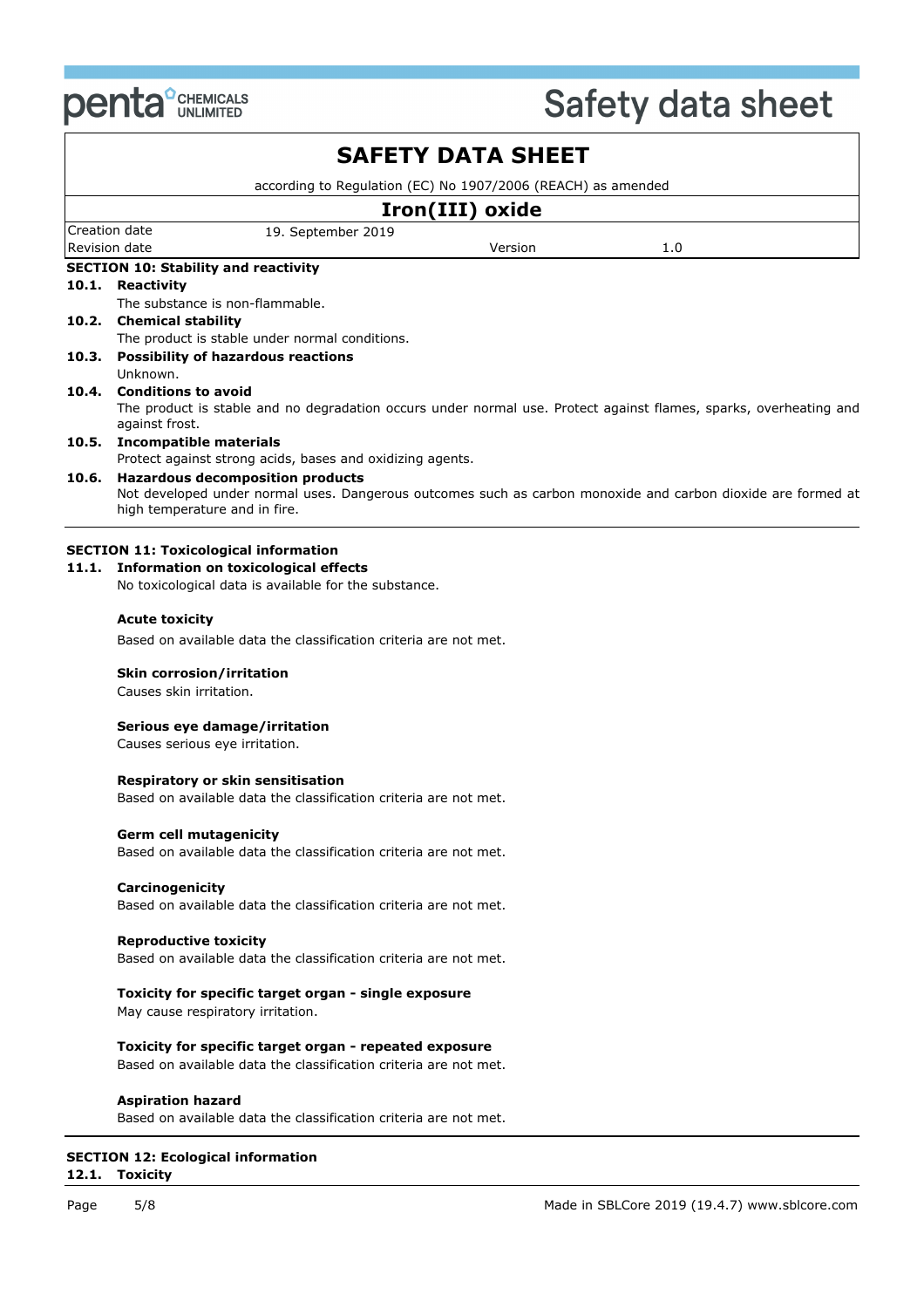# SAFETY DATA SHEET

according to Regulation (EC) No 1907/2006 (REACH) as amended

## Iron(III) oxide

| | | | |
|---|---|---|---|
| Creation date | 19. September 2019 | | |
| Revision date | | Version | 1.0 |

## SECTION 10: Stability and reactivity

### 10.1. Reactivity

The substance is non-flammable.

### 10.2. Chemical stability

The product is stable under normal conditions.

### 10.3. Possibility of hazardous reactions

Unknown.

### 10.4. Conditions to avoid

The product is stable and no degradation occurs under normal use. Protect against flames, sparks, overheating and against frost.

### 10.5. Incompatible materials

Protect against strong acids, bases and oxidizing agents.

### 10.6. Hazardous decomposition products

Not developed under normal uses. Dangerous outcomes such as carbon monoxide and carbon dioxide are formed at high temperature and in fire.

## SECTION 11: Toxicological information

### 11.1. Information on toxicological effects

No toxicological data is available for the substance.

**Acute toxicity**

Based on available data the classification criteria are not met.

**Skin corrosion/irritation**

Causes skin irritation.

**Serious eye damage/irritation**

Causes serious eye irritation.

**Respiratory or skin sensitisation**

Based on available data the classification criteria are not met.

**Germ cell mutagenicity**

Based on available data the classification criteria are not met.

**Carcinogenicity**

Based on available data the classification criteria are not met.

**Reproductive toxicity**

Based on available data the classification criteria are not met.

**Toxicity for specific target organ - single exposure**

May cause respiratory irritation.

**Toxicity for specific target organ - repeated exposure**

Based on available data the classification criteria are not met.

**Aspiration hazard**

Based on available data the classification criteria are not met.

## SECTION 12: Ecological information

### 12.1. Toxicity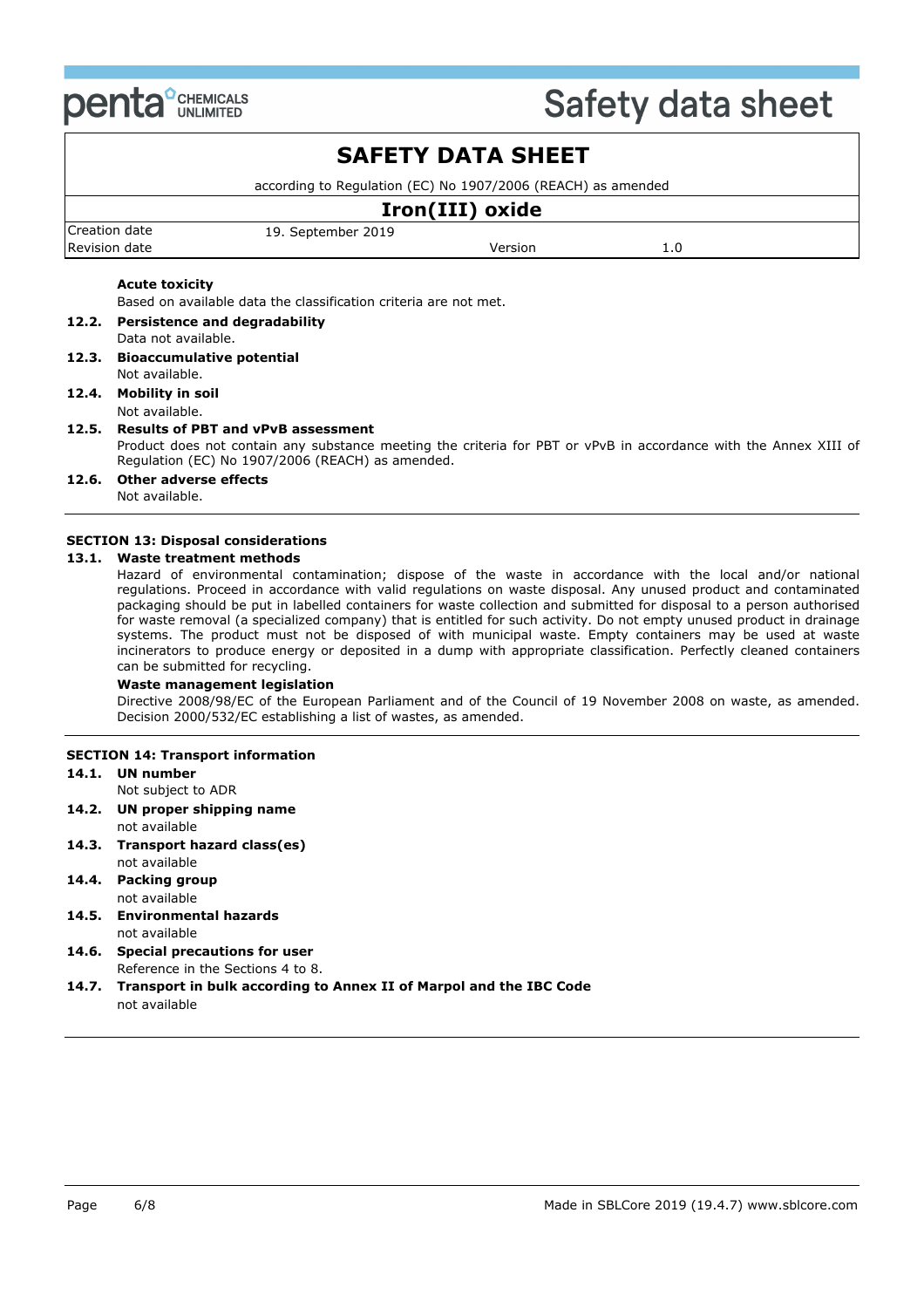**Acute toxicity**

Based on available data the classification criteria are not met.

**12.2. Persistence and degradability**

Data not available.

**12.3. Bioaccumulative potential**

Not available.

**12.4. Mobility in soil**

Not available.

**12.5. Results of PBT and vPvB assessment**

Product does not contain any substance meeting the criteria for PBT or vPvB in accordance with the Annex XIII of Regulation (EC) No 1907/2006 (REACH) as amended.

**12.6. Other adverse effects**

Not available.

## SECTION 13: Disposal considerations

**13.1. Waste treatment methods**

Hazard of environmental contamination; dispose of the waste in accordance with the local and/or national regulations. Proceed in accordance with valid regulations on waste disposal. Any unused product and contaminated packaging should be put in labelled containers for waste collection and submitted for disposal to a person authorised for waste removal (a specialized company) that is entitled for such activity. Do not empty unused product in drainage systems. The product must not be disposed of with municipal waste. Empty containers may be used at waste incinerators to produce energy or deposited in a dump with appropriate classification. Perfectly cleaned containers can be submitted for recycling.

**Waste management legislation**

Directive 2008/98/EC of the European Parliament and of the Council of 19 November 2008 on waste, as amended. Decision 2000/532/EC establishing a list of wastes, as amended.

## SECTION 14: Transport information

**14.1. UN number**

Not subject to ADR

**14.2. UN proper shipping name**

not available

**14.3. Transport hazard class(es)**

not available

**14.4. Packing group**

not available

**14.5. Environmental hazards**

not available

**14.6. Special precautions for user**

Reference in the Sections 4 to 8.

**14.7. Transport in bulk according to Annex II of Marpol and the IBC Code**

not available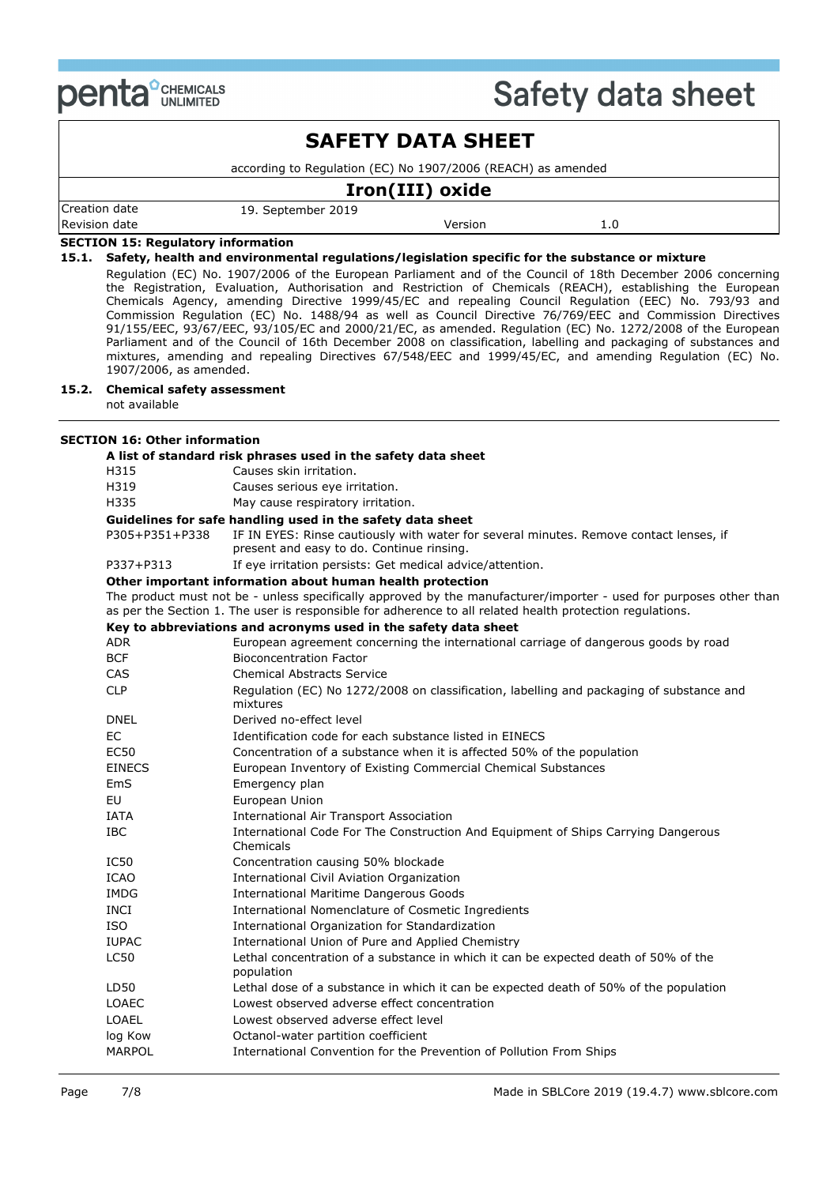# SAFETY DATA SHEET

according to Regulation (EC) No 1907/2006 (REACH) as amended

## Iron(III) oxide

| Creation date | 19. September 2019 | | |
|---|---|---|---|
| Revision date | | Version | 1.0 |

### SECTION 15: Regulatory information

**15.1. Safety, health and environmental regulations/legislation specific for the substance or mixture**

Regulation (EC) No. 1907/2006 of the European Parliament and of the Council of 18th December 2006 concerning the Registration, Evaluation, Authorisation and Restriction of Chemicals (REACH), establishing the European Chemicals Agency, amending Directive 1999/45/EC and repealing Council Regulation (EEC) No. 793/93 and Commission Regulation (EC) No. 1488/94 as well as Council Directive 76/769/EEC and Commission Directives 91/155/EEC, 93/67/EEC, 93/105/EC and 2000/21/EC, as amended. Regulation (EC) No. 1272/2008 of the European Parliament and of the Council of 16th December 2008 on classification, labelling and packaging of substances and mixtures, amending and repealing Directives 67/548/EEC and 1999/45/EC, and amending Regulation (EC) No. 1907/2006, as amended.

**15.2. Chemical safety assessment**

not available

### SECTION 16: Other information

**A list of standard risk phrases used in the safety data sheet**

| | |
|---|---|
| H315 | Causes skin irritation. |
| H319 | Causes serious eye irritation. |
| H335 | May cause respiratory irritation. |

**Guidelines for safe handling used in the safety data sheet**

| | |
|---|---|
| P305+P351+P338 | IF IN EYES: Rinse cautiously with water for several minutes. Remove contact lenses, if present and easy to do. Continue rinsing. |
| P337+P313 | If eye irritation persists: Get medical advice/attention. |

**Other important information about human health protection**

The product must not be - unless specifically approved by the manufacturer/importer - used for purposes other than as per the Section 1. The user is responsible for adherence to all related health protection regulations.

**Key to abbreviations and acronyms used in the safety data sheet**

| | |
|---|---|
| ADR | European agreement concerning the international carriage of dangerous goods by road |
| BCF | Bioconcentration Factor |
| CAS | Chemical Abstracts Service |
| CLP | Regulation (EC) No 1272/2008 on classification, labelling and packaging of substance and mixtures |
| DNEL | Derived no-effect level |
| EC | Identification code for each substance listed in EINECS |
| EC50 | Concentration of a substance when it is affected 50% of the population |
| EINECS | European Inventory of Existing Commercial Chemical Substances |
| EmS | Emergency plan |
| EU | European Union |
| IATA | International Air Transport Association |
| IBC | International Code For The Construction And Equipment of Ships Carrying Dangerous Chemicals |
| IC50 | Concentration causing 50% blockade |
| ICAO | International Civil Aviation Organization |
| IMDG | International Maritime Dangerous Goods |
| INCI | International Nomenclature of Cosmetic Ingredients |
| ISO | International Organization for Standardization |
| IUPAC | International Union of Pure and Applied Chemistry |
| LC50 | Lethal concentration of a substance in which it can be expected death of 50% of the population |
| LD50 | Lethal dose of a substance in which it can be expected death of 50% of the population |
| LOAEC | Lowest observed adverse effect concentration |
| LOAEL | Lowest observed adverse effect level |
| log Kow | Octanol-water partition coefficient |
| MARPOL | International Convention for the Prevention of Pollution From Ships |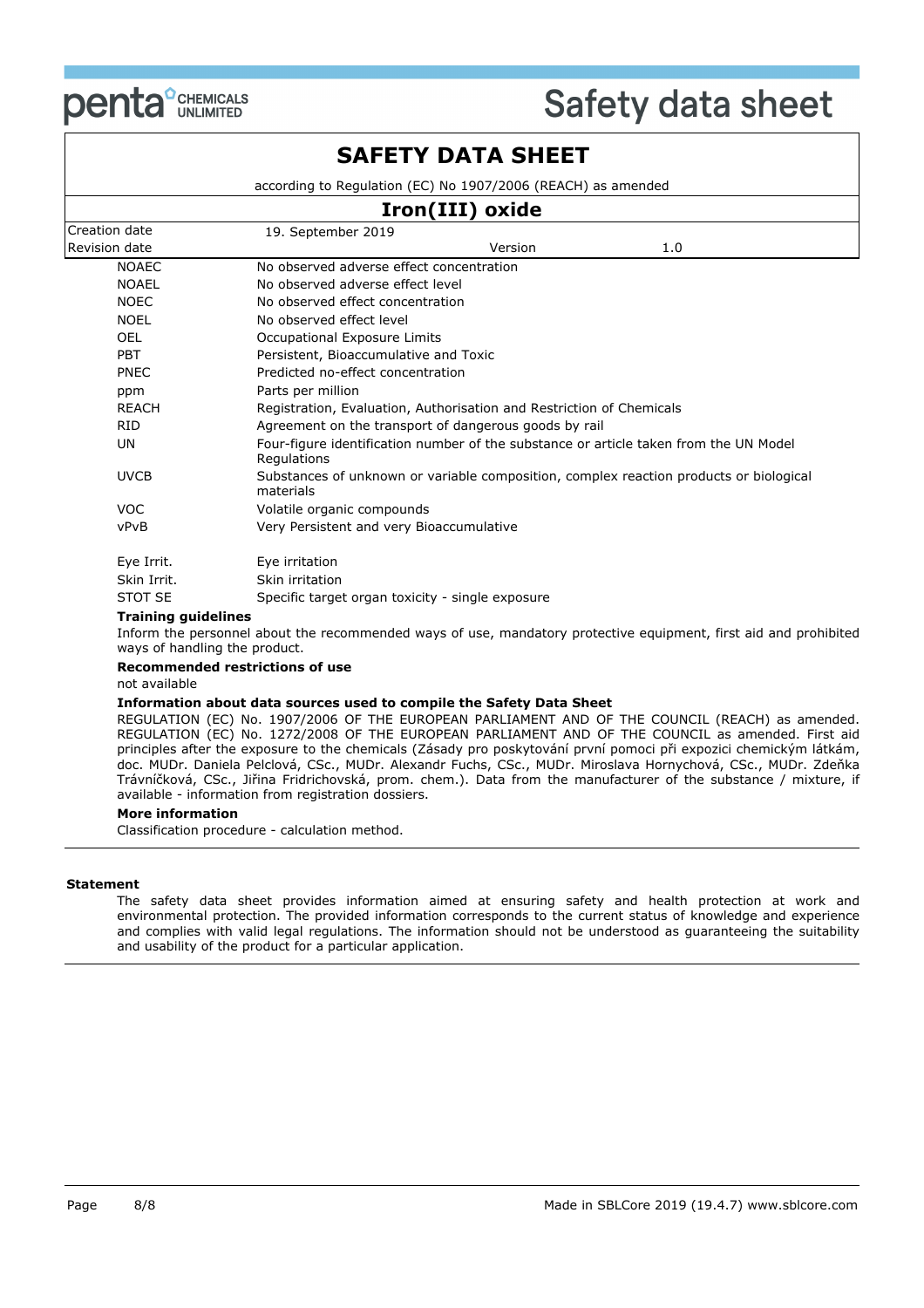# SAFETY DATA SHEET

according to Regulation (EC) No 1907/2006 (REACH) as amended

## Iron(III) oxide

| | | | |
|---|---|---|---|
| Creation date | 19. September 2019 | | |
| Revision date | | Version | 1.0 |

| | |
|---|---|
| NOAEC | No observed adverse effect concentration |
| NOAEL | No observed adverse effect level |
| NOEC | No observed effect concentration |
| NOEL | No observed effect level |
| OEL | Occupational Exposure Limits |
| PBT | Persistent, Bioaccumulative and Toxic |
| PNEC | Predicted no-effect concentration |
| ppm | Parts per million |
| REACH | Registration, Evaluation, Authorisation and Restriction of Chemicals |
| RID | Agreement on the transport of dangerous goods by rail |
| UN | Four-figure identification number of the substance or article taken from the UN Model Regulations |
| UVCB | Substances of unknown or variable composition, complex reaction products or biological materials |
| VOC | Volatile organic compounds |
| vPvB | Very Persistent and very Bioaccumulative |

| | |
|---|---|
| Eye Irrit. | Eye irritation |
| Skin Irrit. | Skin irritation |
| STOT SE | Specific target organ toxicity - single exposure |

**Training guidelines**

Inform the personnel about the recommended ways of use, mandatory protective equipment, first aid and prohibited ways of handling the product.

**Recommended restrictions of use**

not available

**Information about data sources used to compile the Safety Data Sheet**

REGULATION (EC) No. 1907/2006 OF THE EUROPEAN PARLIAMENT AND OF THE COUNCIL (REACH) as amended. REGULATION (EC) No. 1272/2008 OF THE EUROPEAN PARLIAMENT AND OF THE COUNCIL as amended. First aid principles after the exposure to the chemicals (Zásady pro poskytování první pomoci při expozici chemickým látkám, doc. MUDr. Daniela Pelclová, CSc., MUDr. Alexandr Fuchs, CSc., MUDr. Miroslava Hornychová, CSc., MUDr. Zdeňka Trávníčková, CSc., Jiřina Fridrichovská, prom. chem.). Data from the manufacturer of the substance / mixture, if available - information from registration dossiers.

**More information**

Classification procedure - calculation method.

**Statement**

The safety data sheet provides information aimed at ensuring safety and health protection at work and environmental protection. The provided information corresponds to the current status of knowledge and experience and complies with valid legal regulations. The information should not be understood as guaranteeing the suitability and usability of the product for a particular application.